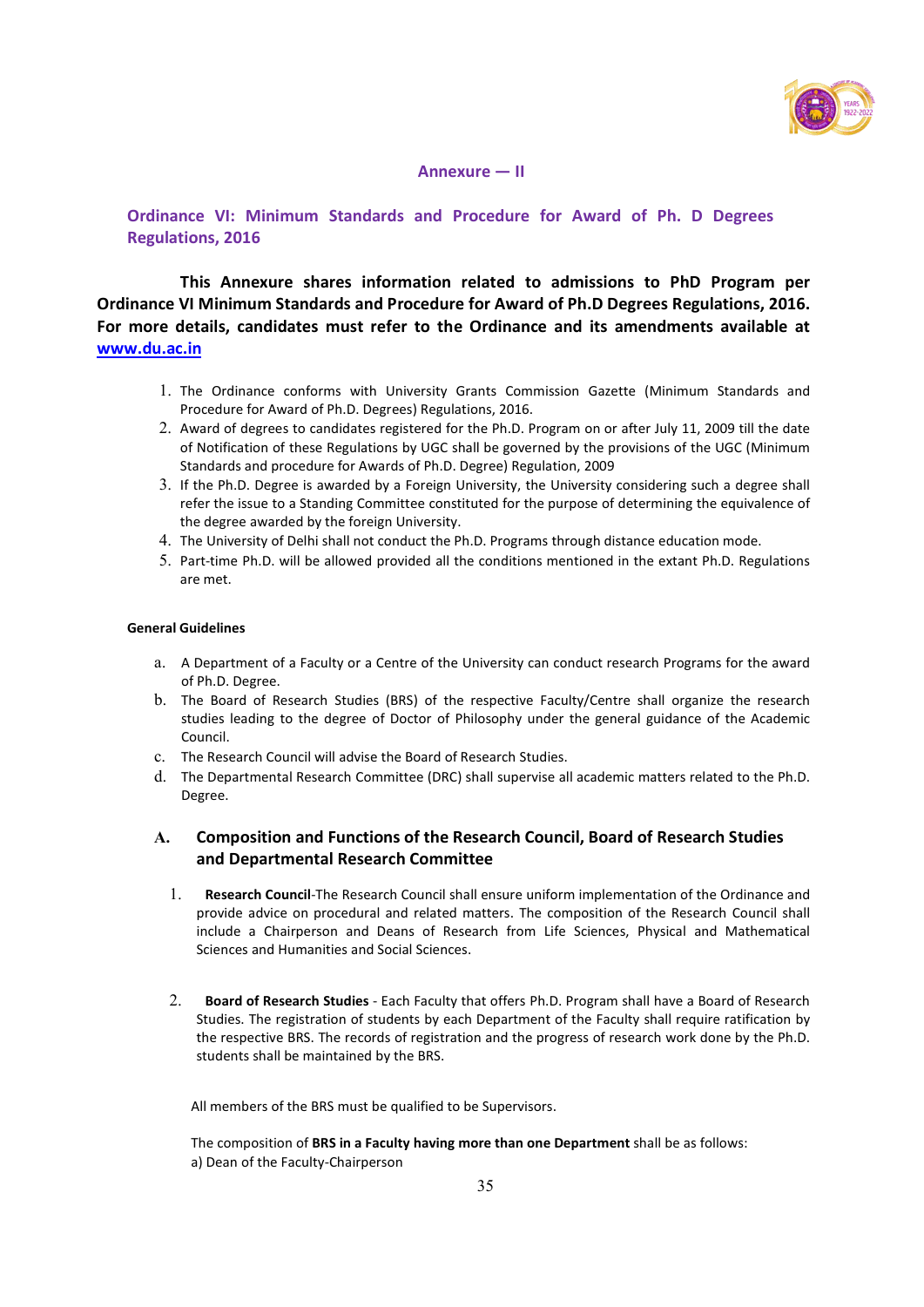## Annexure — II

## Ordinance VI: Minimum Standards and Procedure for Award of Ph. D Degrees Regulations, 2016

**This Annexure shares information related to admissions to PhD Program per Ordinance VI Minimum Standards and Procedure for Award of Ph.D Degrees Regulations, 2016. For more details, candidates must refer to the Ordinance and its amendments available at [www.du.ac.in](http://www.du.ac.in)**

1. The Ordinance conforms with University Grants Commission Gazette (Minimum Standards and Procedure for Award of Ph.D. Degrees) Regulations, 2016.
2. Award of degrees to candidates registered for the Ph.D. Program on or after July 11, 2009 till the date of Notification of these Regulations by UGC shall be governed by the provisions of the UGC (Minimum Standards and procedure for Awards of Ph.D. Degree) Regulation, 2009
3. If the Ph.D. Degree is awarded by a Foreign University, the University considering such a degree shall refer the issue to a Standing Committee constituted for the purpose of determining the equivalence of the degree awarded by the foreign University.
4. The University of Delhi shall not conduct the Ph.D. Programs through distance education mode.
5. Part-time Ph.D. will be allowed provided all the conditions mentioned in the extant Ph.D. Regulations are met.

#### General Guidelines

a. A Department of a Faculty or a Centre of the University can conduct research Programs for the award of Ph.D. Degree.

b. The Board of Research Studies (BRS) of the respective Faculty/Centre shall organize the research studies leading to the degree of Doctor of Philosophy under the general guidance of the Academic Council.

c. The Research Council will advise the Board of Research Studies.

d. The Departmental Research Committee (DRC) shall supervise all academic matters related to the Ph.D. Degree.

### A. Composition and Functions of the Research Council, Board of Research Studies and Departmental Research Committee

1. **Research Council**-The Research Council shall ensure uniform implementation of the Ordinance and provide advice on procedural and related matters. The composition of the Research Council shall include a Chairperson and Deans of Research from Life Sciences, Physical and Mathematical Sciences and Humanities and Social Sciences.

2. **Board of Research Studies** - Each Faculty that offers Ph.D. Program shall have a Board of Research Studies. The registration of students by each Department of the Faculty shall require ratification by the respective BRS. The records of registration and the progress of research work done by the Ph.D. students shall be maintained by the BRS.

All members of the BRS must be qualified to be Supervisors.

The composition of **BRS in a Faculty having more than one Department** shall be as follows:

a) Dean of the Faculty-Chairperson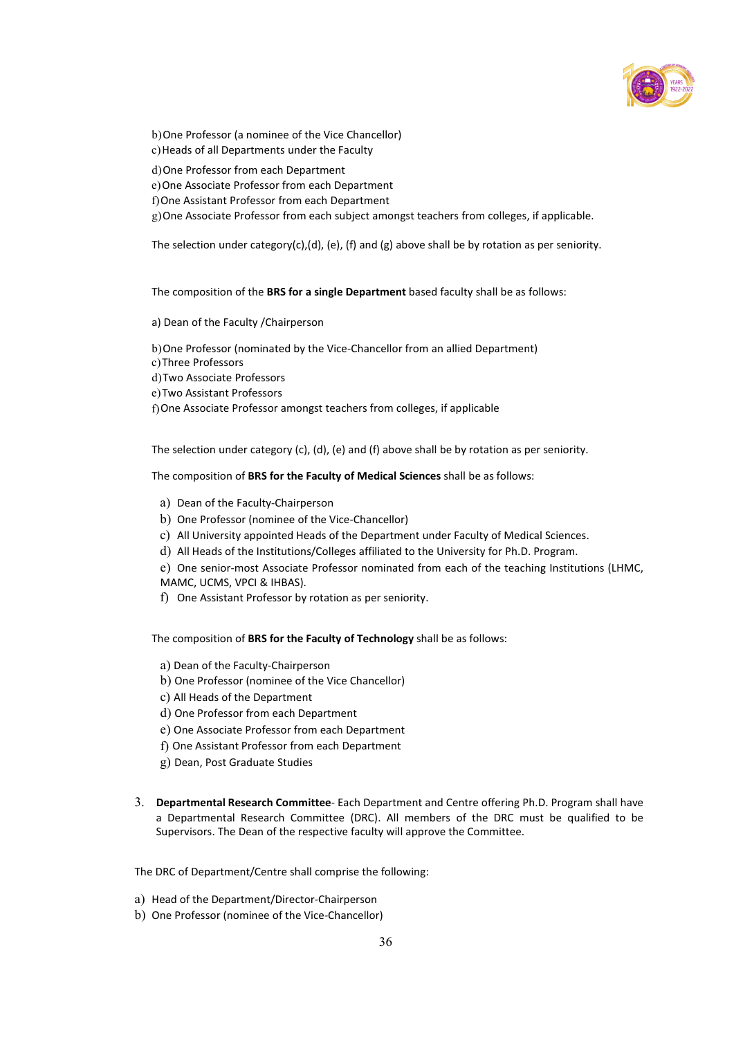b) One Professor (a nominee of the Vice Chancellor)
c) Heads of all Departments under the Faculty
d) One Professor from each Department
e) One Associate Professor from each Department
f) One Assistant Professor from each Department
g) One Associate Professor from each subject amongst teachers from colleges, if applicable.

The selection under category(c),(d), (e), (f) and (g) above shall be by rotation as per seniority.

The composition of the **BRS for a single Department** based faculty shall be as follows:

a) Dean of the Faculty /Chairperson

b) One Professor (nominated by the Vice-Chancellor from an allied Department)
c) Three Professors
d) Two Associate Professors
e) Two Assistant Professors
f) One Associate Professor amongst teachers from colleges, if applicable

The selection under category (c), (d), (e) and (f) above shall be by rotation as per seniority.

The composition of **BRS for the Faculty of Medical Sciences** shall be as follows:

a) Dean of the Faculty-Chairperson
b) One Professor (nominee of the Vice-Chancellor)
c) All University appointed Heads of the Department under Faculty of Medical Sciences.
d) All Heads of the Institutions/Colleges affiliated to the University for Ph.D. Program.
e) One senior-most Associate Professor nominated from each of the teaching Institutions (LHMC, MAMC, UCMS, VPCI & IHBAS).
f) One Assistant Professor by rotation as per seniority.

The composition of **BRS for the Faculty of Technology** shall be as follows:

a) Dean of the Faculty-Chairperson
b) One Professor (nominee of the Vice Chancellor)
c) All Heads of the Department
d) One Professor from each Department
e) One Associate Professor from each Department
f) One Assistant Professor from each Department
g) Dean, Post Graduate Studies

3. **Departmental Research Committee**- Each Department and Centre offering Ph.D. Program shall have a Departmental Research Committee (DRC). All members of the DRC must be qualified to be Supervisors. The Dean of the respective faculty will approve the Committee.

The DRC of Department/Centre shall comprise the following:

a) Head of the Department/Director-Chairperson
b) One Professor (nominee of the Vice-Chancellor)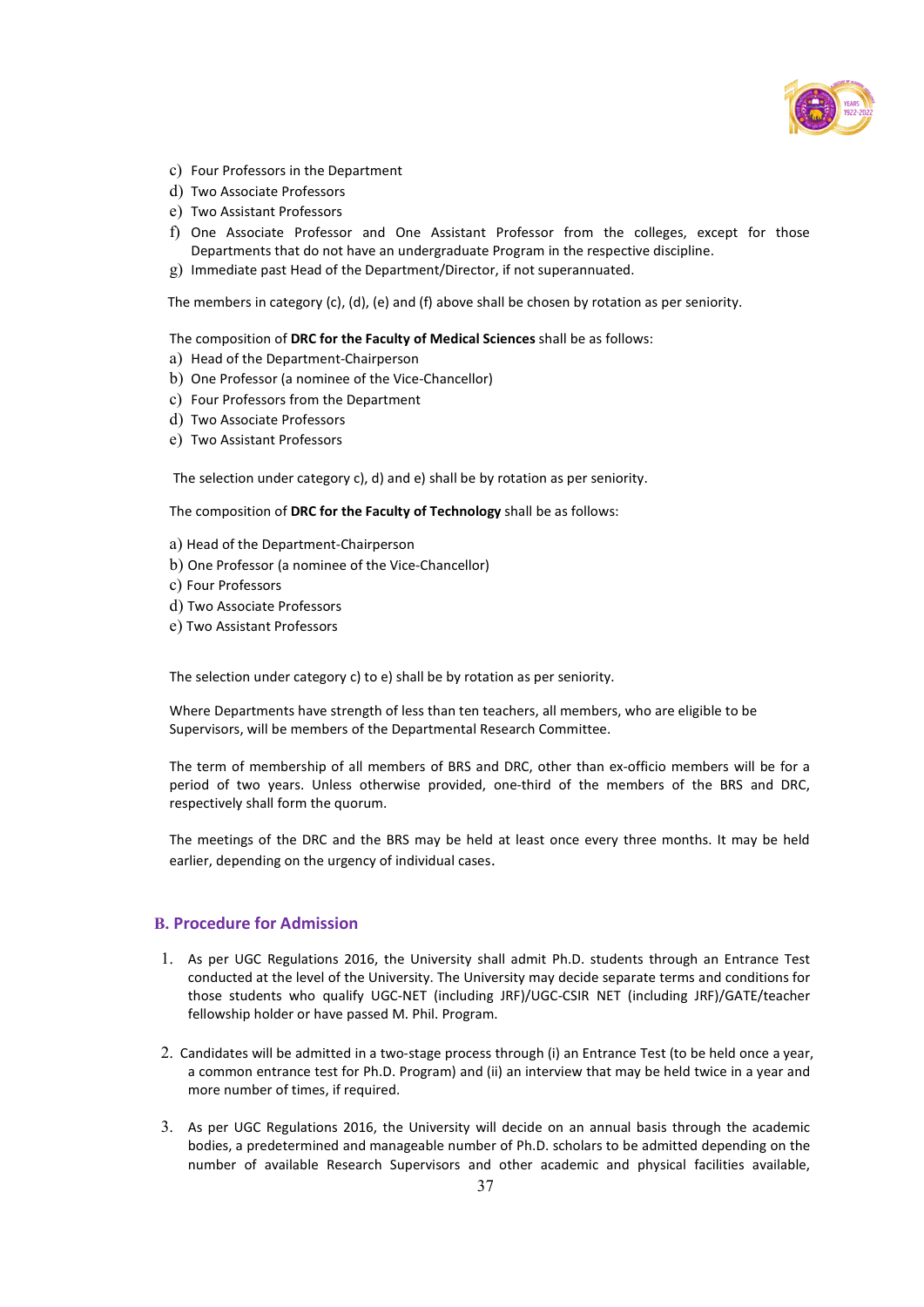c) Four Professors in the Department
d) Two Associate Professors
e) Two Assistant Professors
f) One Associate Professor and One Assistant Professor from the colleges, except for those Departments that do not have an undergraduate Program in the respective discipline.
g) Immediate past Head of the Department/Director, if not superannuated.

The members in category (c), (d), (e) and (f) above shall be chosen by rotation as per seniority.

The composition of **DRC for the Faculty of Medical Sciences** shall be as follows:

a) Head of the Department-Chairperson
b) One Professor (a nominee of the Vice-Chancellor)
c) Four Professors from the Department
d) Two Associate Professors
e) Two Assistant Professors

The selection under category c), d) and e) shall be by rotation as per seniority.

The composition of **DRC for the Faculty of Technology** shall be as follows:

a) Head of the Department-Chairperson
b) One Professor (a nominee of the Vice-Chancellor)
c) Four Professors
d) Two Associate Professors
e) Two Assistant Professors

The selection under category c) to e) shall be by rotation as per seniority.

Where Departments have strength of less than ten teachers, all members, who are eligible to be Supervisors, will be members of the Departmental Research Committee.

The term of membership of all members of BRS and DRC, other than ex-officio members will be for a period of two years. Unless otherwise provided, one-third of the members of the BRS and DRC, respectively shall form the quorum.

The meetings of the DRC and the BRS may be held at least once every three months. It may be held earlier, depending on the urgency of individual cases.

## B. Procedure for Admission

1. As per UGC Regulations 2016, the University shall admit Ph.D. students through an Entrance Test conducted at the level of the University. The University may decide separate terms and conditions for those students who qualify UGC-NET (including JRF)/UGC-CSIR NET (including JRF)/GATE/teacher fellowship holder or have passed M. Phil. Program.

2. Candidates will be admitted in a two-stage process through (i) an Entrance Test (to be held once a year, a common entrance test for Ph.D. Program) and (ii) an interview that may be held twice in a year and more number of times, if required.

3. As per UGC Regulations 2016, the University will decide on an annual basis through the academic bodies, a predetermined and manageable number of Ph.D. scholars to be admitted depending on the number of available Research Supervisors and other academic and physical facilities available,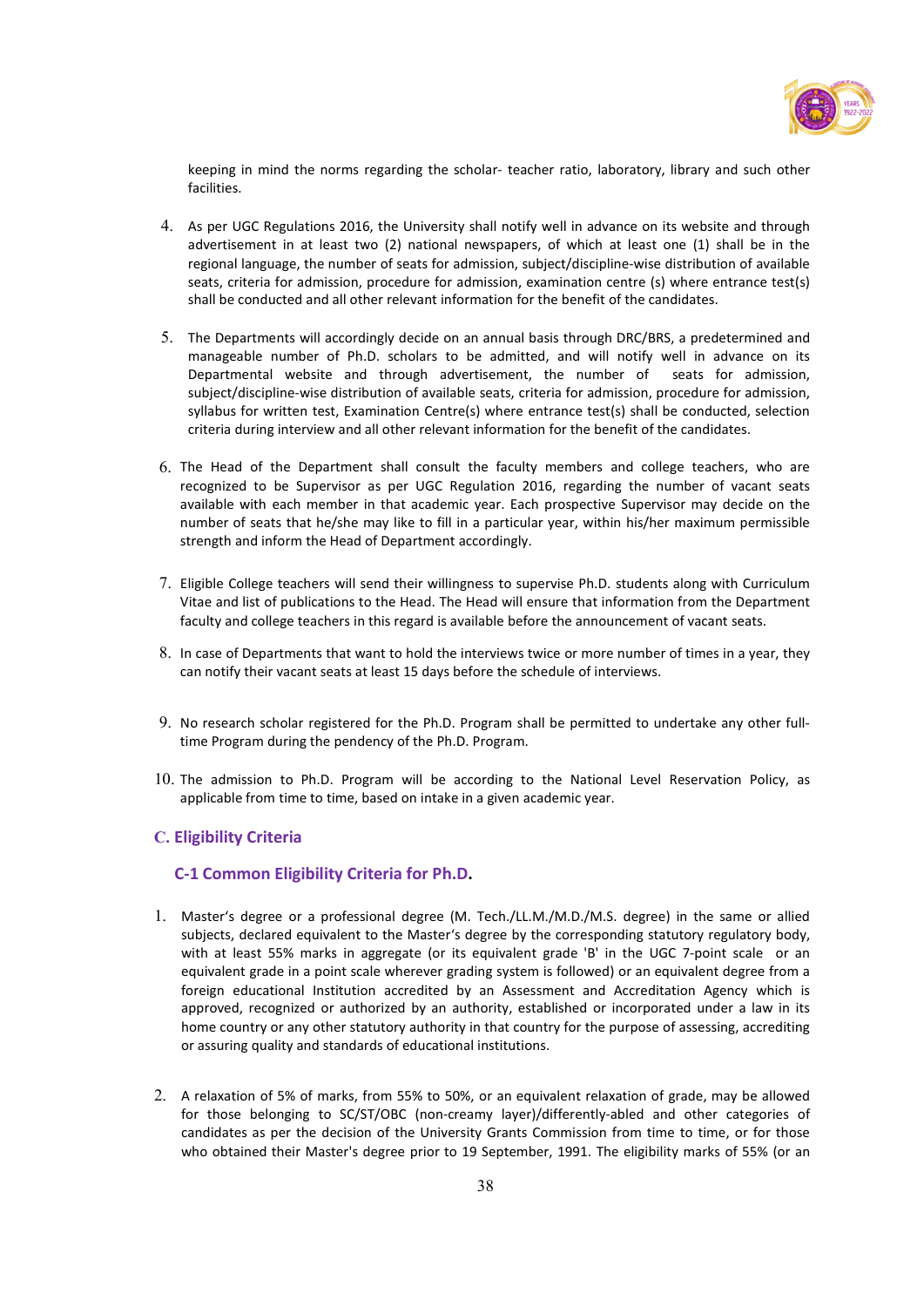keeping in mind the norms regarding the scholar- teacher ratio, laboratory, library and such other facilities.

4. As per UGC Regulations 2016, the University shall notify well in advance on its website and through advertisement in at least two (2) national newspapers, of which at least one (1) shall be in the regional language, the number of seats for admission, subject/discipline-wise distribution of available seats, criteria for admission, procedure for admission, examination centre (s) where entrance test(s) shall be conducted and all other relevant information for the benefit of the candidates.

5. The Departments will accordingly decide on an annual basis through DRC/BRS, a predetermined and manageable number of Ph.D. scholars to be admitted, and will notify well in advance on its Departmental website and through advertisement, the number of seats for admission, subject/discipline-wise distribution of available seats, criteria for admission, procedure for admission, syllabus for written test, Examination Centre(s) where entrance test(s) shall be conducted, selection criteria during interview and all other relevant information for the benefit of the candidates.

6. The Head of the Department shall consult the faculty members and college teachers, who are recognized to be Supervisor as per UGC Regulation 2016, regarding the number of vacant seats available with each member in that academic year. Each prospective Supervisor may decide on the number of seats that he/she may like to fill in a particular year, within his/her maximum permissible strength and inform the Head of Department accordingly.

7. Eligible College teachers will send their willingness to supervise Ph.D. students along with Curriculum Vitae and list of publications to the Head. The Head will ensure that information from the Department faculty and college teachers in this regard is available before the announcement of vacant seats.

8. In case of Departments that want to hold the interviews twice or more number of times in a year, they can notify their vacant seats at least 15 days before the schedule of interviews.

9. No research scholar registered for the Ph.D. Program shall be permitted to undertake any other full-time Program during the pendency of the Ph.D. Program.

10. The admission to Ph.D. Program will be according to the National Level Reservation Policy, as applicable from time to time, based on intake in a given academic year.

## C. Eligibility Criteria

### C-1 Common Eligibility Criteria for Ph.D.

1. Master's degree or a professional degree (M. Tech./LL.M./M.D./M.S. degree) in the same or allied subjects, declared equivalent to the Master's degree by the corresponding statutory regulatory body, with at least 55% marks in aggregate (or its equivalent grade 'B' in the UGC 7-point scale or an equivalent grade in a point scale wherever grading system is followed) or an equivalent degree from a foreign educational Institution accredited by an Assessment and Accreditation Agency which is approved, recognized or authorized by an authority, established or incorporated under a law in its home country or any other statutory authority in that country for the purpose of assessing, accrediting or assuring quality and standards of educational institutions.

2. A relaxation of 5% of marks, from 55% to 50%, or an equivalent relaxation of grade, may be allowed for those belonging to SC/ST/OBC (non-creamy layer)/differently-abled and other categories of candidates as per the decision of the University Grants Commission from time to time, or for those who obtained their Master's degree prior to 19 September, 1991. The eligibility marks of 55% (or an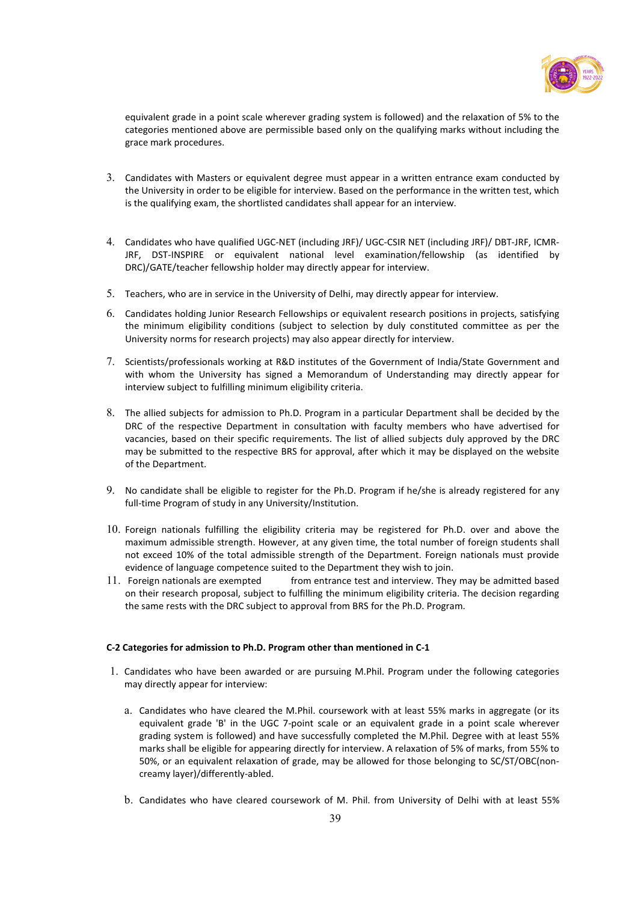equivalent grade in a point scale wherever grading system is followed) and the relaxation of 5% to the categories mentioned above are permissible based only on the qualifying marks without including the grace mark procedures.

3. Candidates with Masters or equivalent degree must appear in a written entrance exam conducted by the University in order to be eligible for interview. Based on the performance in the written test, which is the qualifying exam, the shortlisted candidates shall appear for an interview.

4. Candidates who have qualified UGC-NET (including JRF)/ UGC-CSIR NET (including JRF)/ DBT-JRF, ICMR-JRF, DST-INSPIRE or equivalent national level examination/fellowship (as identified by DRC)/GATE/teacher fellowship holder may directly appear for interview.

5. Teachers, who are in service in the University of Delhi, may directly appear for interview.

6. Candidates holding Junior Research Fellowships or equivalent research positions in projects, satisfying the minimum eligibility conditions (subject to selection by duly constituted committee as per the University norms for research projects) may also appear directly for interview.

7. Scientists/professionals working at R&D institutes of the Government of India/State Government and with whom the University has signed a Memorandum of Understanding may directly appear for interview subject to fulfilling minimum eligibility criteria.

8. The allied subjects for admission to Ph.D. Program in a particular Department shall be decided by the DRC of the respective Department in consultation with faculty members who have advertised for vacancies, based on their specific requirements. The list of allied subjects duly approved by the DRC may be submitted to the respective BRS for approval, after which it may be displayed on the website of the Department.

9. No candidate shall be eligible to register for the Ph.D. Program if he/she is already registered for any full-time Program of study in any University/Institution.

10. Foreign nationals fulfilling the eligibility criteria may be registered for Ph.D. over and above the maximum admissible strength. However, at any given time, the total number of foreign students shall not exceed 10% of the total admissible strength of the Department. Foreign nationals must provide evidence of language competence suited to the Department they wish to join.

11. Foreign nationals are exempted from entrance test and interview. They may be admitted based on their research proposal, subject to fulfilling the minimum eligibility criteria. The decision regarding the same rests with the DRC subject to approval from BRS for the Ph.D. Program.

**C-2 Categories for admission to Ph.D. Program other than mentioned in C-1**

1. Candidates who have been awarded or are pursuing M.Phil. Program under the following categories may directly appear for interview:

   a. Candidates who have cleared the M.Phil. coursework with at least 55% marks in aggregate (or its equivalent grade 'B' in the UGC 7-point scale or an equivalent grade in a point scale wherever grading system is followed) and have successfully completed the M.Phil. Degree with at least 55% marks shall be eligible for appearing directly for interview. A relaxation of 5% of marks, from 55% to 50%, or an equivalent relaxation of grade, may be allowed for those belonging to SC/ST/OBC(non-creamy layer)/differently-abled.

   b. Candidates who have cleared coursework of M. Phil. from University of Delhi with at least 55%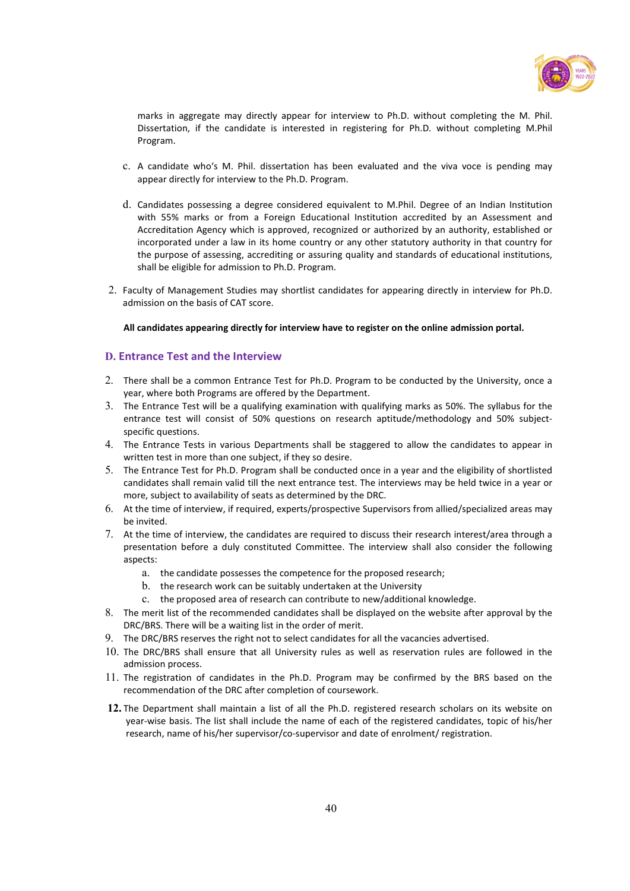marks in aggregate may directly appear for interview to Ph.D. without completing the M. Phil. Dissertation, if the candidate is interested in registering for Ph.D. without completing M.Phil Program.

c. A candidate who's M. Phil. dissertation has been evaluated and the viva voce is pending may appear directly for interview to the Ph.D. Program.

d. Candidates possessing a degree considered equivalent to M.Phil. Degree of an Indian Institution with 55% marks or from a Foreign Educational Institution accredited by an Assessment and Accreditation Agency which is approved, recognized or authorized by an authority, established or incorporated under a law in its home country or any other statutory authority in that country for the purpose of assessing, accrediting or assuring quality and standards of educational institutions, shall be eligible for admission to Ph.D. Program.

2. Faculty of Management Studies may shortlist candidates for appearing directly in interview for Ph.D. admission on the basis of CAT score.

**All candidates appearing directly for interview have to register on the online admission portal.**

## D. Entrance Test and the Interview

2. There shall be a common Entrance Test for Ph.D. Program to be conducted by the University, once a year, where both Programs are offered by the Department.
3. The Entrance Test will be a qualifying examination with qualifying marks as 50%. The syllabus for the entrance test will consist of 50% questions on research aptitude/methodology and 50% subject-specific questions.
4. The Entrance Tests in various Departments shall be staggered to allow the candidates to appear in written test in more than one subject, if they so desire.
5. The Entrance Test for Ph.D. Program shall be conducted once in a year and the eligibility of shortlisted candidates shall remain valid till the next entrance test. The interviews may be held twice in a year or more, subject to availability of seats as determined by the DRC.
6. At the time of interview, if required, experts/prospective Supervisors from allied/specialized areas may be invited.
7. At the time of interview, the candidates are required to discuss their research interest/area through a presentation before a duly constituted Committee. The interview shall also consider the following aspects:
    a. the candidate possesses the competence for the proposed research;
    b. the research work can be suitably undertaken at the University
    c. the proposed area of research can contribute to new/additional knowledge.
8. The merit list of the recommended candidates shall be displayed on the website after approval by the DRC/BRS. There will be a waiting list in the order of merit.
9. The DRC/BRS reserves the right not to select candidates for all the vacancies advertised.
10. The DRC/BRS shall ensure that all University rules as well as reservation rules are followed in the admission process.
11. The registration of candidates in the Ph.D. Program may be confirmed by the BRS based on the recommendation of the DRC after completion of coursework.
12. The Department shall maintain a list of all the Ph.D. registered research scholars on its website on year-wise basis. The list shall include the name of each of the registered candidates, topic of his/her research, name of his/her supervisor/co-supervisor and date of enrolment/ registration.